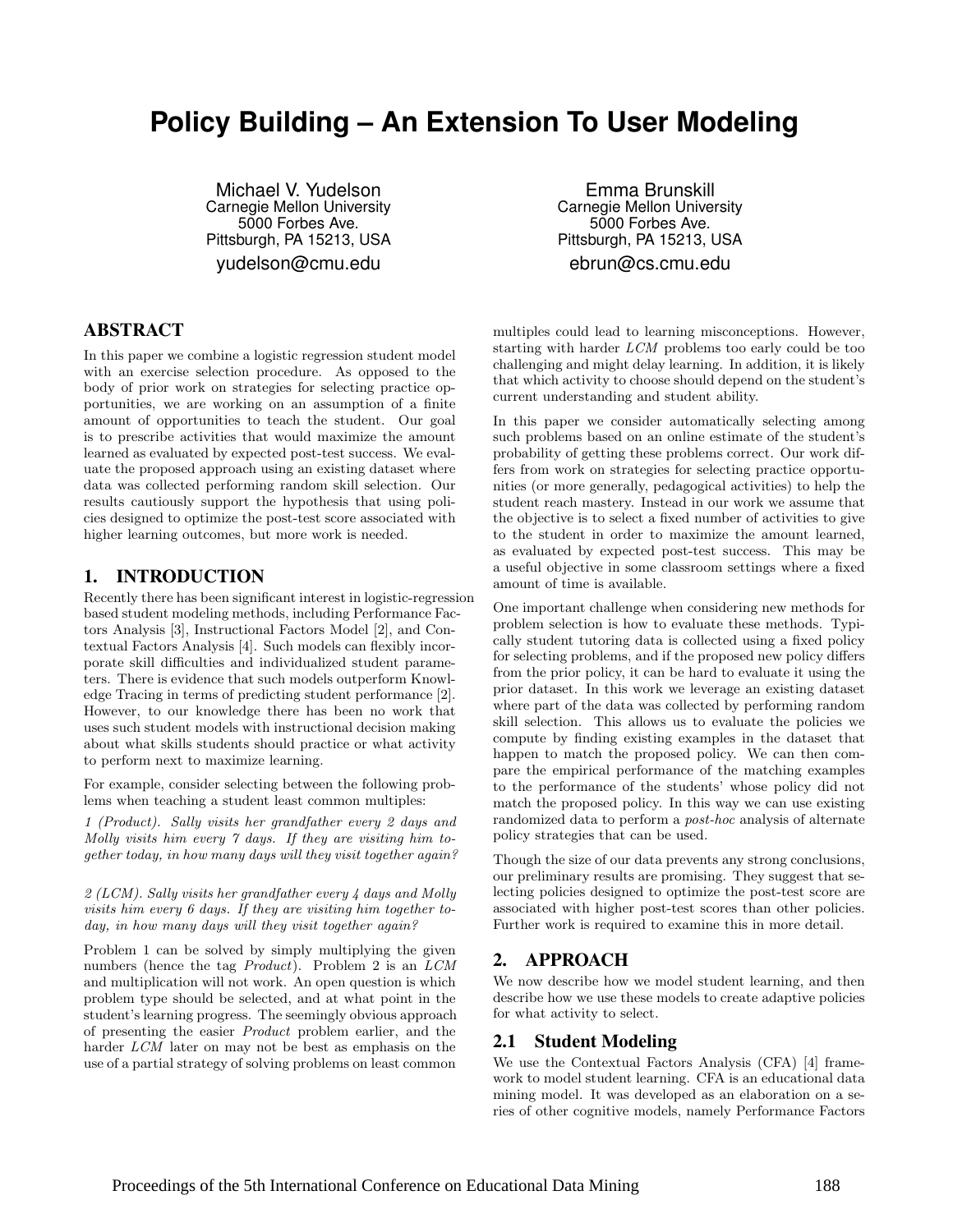# Policy Building – An Extension To User Modeling

Michael V. Yudelson
Carnegie Mellon University
5000 Forbes Ave.
Pittsburgh, PA 15213, USA
yudelson@cmu.edu

Emma Brunskill
Carnegie Mellon University
5000 Forbes Ave.
Pittsburgh, PA 15213, USA
ebrun@cs.cmu.edu

## ABSTRACT

In this paper we combine a logistic regression student model with an exercise selection procedure. As opposed to the body of prior work on strategies for selecting practice opportunities, we are working on an assumption of a finite amount of opportunities to teach the student. Our goal is to prescribe activities that would maximize the amount learned as evaluated by expected post-test success. We evaluate the proposed approach using an existing dataset where data was collected performing random skill selection. Our results cautiously support the hypothesis that using policies designed to optimize the post-test score associated with higher learning outcomes, but more work is needed.

## 1. INTRODUCTION

Recently there has been significant interest in logistic-regression based student modeling methods, including Performance Factors Analysis [3], Instructional Factors Model [2], and Contextual Factors Analysis [4]. Such models can flexibly incorporate skill difficulties and individualized student parameters. There is evidence that such models outperform Knowledge Tracing in terms of predicting student performance [2]. However, to our knowledge there has been no work that uses such student models with instructional decision making about what skills students should practice or what activity to perform next to maximize learning.

For example, consider selecting between the following problems when teaching a student least common multiples:

*1 (Product). Sally visits her grandfather every 2 days and Molly visits him every 7 days. If they are visiting him together today, in how many days will they visit together again?*

*2 (LCM). Sally visits her grandfather every 4 days and Molly visits him every 6 days. If they are visiting him together today, in how many days will they visit together again?*

Problem 1 can be solved by simply multiplying the given numbers (hence the tag *Product*). Problem 2 is an *LCM* and multiplication will not work. An open question is which problem type should be selected, and at what point in the student's learning progress. The seemingly obvious approach of presenting the easier *Product* problem earlier, and the harder *LCM* later on may not be best as emphasis on the use of a partial strategy of solving problems on least common multiples could lead to learning misconceptions. However, starting with harder *LCM* problems too early could be too challenging and might delay learning. In addition, it is likely that which activity to choose should depend on the student's current understanding and student ability.

In this paper we consider automatically selecting among such problems based on an online estimate of the student's probability of getting these problems correct. Our work differs from work on strategies for selecting practice opportunities (or more generally, pedagogical activities) to help the student reach mastery. Instead in our work we assume that the objective is to select a fixed number of activities to give to the student in order to maximize the amount learned, as evaluated by expected post-test success. This may be a useful objective in some classroom settings where a fixed amount of time is available.

One important challenge when considering new methods for problem selection is how to evaluate these methods. Typically student tutoring data is collected using a fixed policy for selecting problems, and if the proposed new policy differs from the prior policy, it can be hard to evaluate it using the prior dataset. In this work we leverage an existing dataset where part of the data was collected by performing random skill selection. This allows us to evaluate the policies we compute by finding existing examples in the dataset that happen to match the proposed policy. We can then compare the empirical performance of the matching examples to the performance of the students' whose policy did not match the proposed policy. In this way we can use existing randomized data to perform a *post-hoc* analysis of alternate policy strategies that can be used.

Though the size of our data prevents any strong conclusions, our preliminary results are promising. They suggest that selecting policies designed to optimize the post-test score are associated with higher post-test scores than other policies. Further work is required to examine this in more detail.

## 2. APPROACH

We now describe how we model student learning, and then describe how we use these models to create adaptive policies for what activity to select.

### 2.1 Student Modeling

We use the Contextual Factors Analysis (CFA) [4] framework to model student learning. CFA is an educational data mining model. It was developed as an elaboration on a series of other cognitive models, namely Performance Factors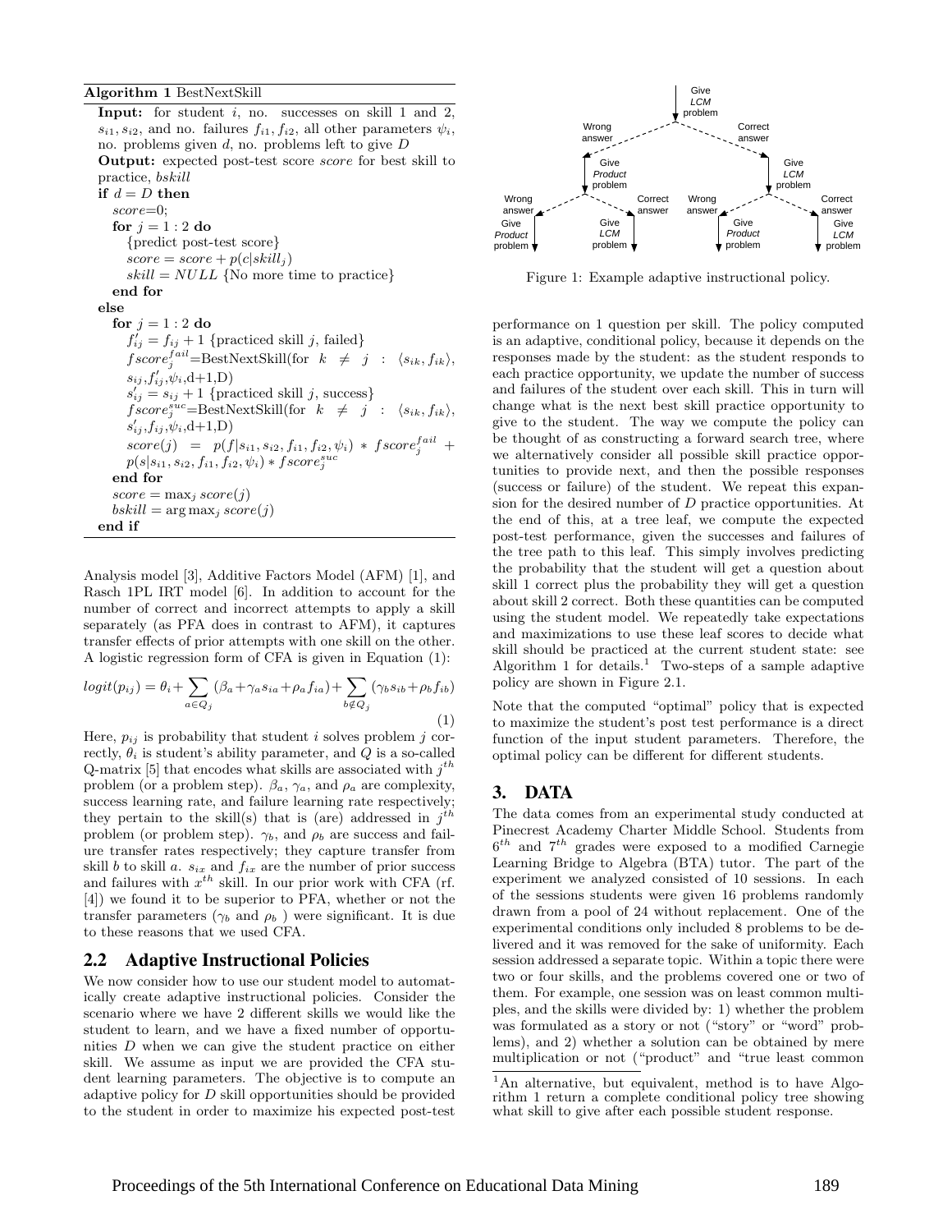**Algorithm 1** BestNextSkill

**Input:** for student $i$, no. successes on skill 1 and 2, $s_{i1}, s_{i2}$, and no. failures $f_{i1}, f_{i2}$, all other parameters $\psi_i$, no. problems given $d$, no. problems left to give $D$

**Output:** expected post-test score *score* for best skill to practice, *bskill*

**if** $d = D$ **then**
  $score$=0;
  **for** $j = 1:2$ **do**
    {predict post-test score}
    $score = score + p(c|skill_j)$
    $skill = NULL$ {No more time to practice}
  **end for**
**else**
  **for** $j = 1:2$ **do**
    $f'_{ij} = f_{ij} + 1$ {practiced skill $j$, failed}
    $fscore_j^{fail}$=BestNextSkill(for $k \neq j$ : $\langle s_{ik}, f_{ik}\rangle$, $s_{ij}, f'_{ij}, \psi_i$,d+1,D)
    $s'_{ij} = s_{ij} + 1$ {practiced skill $j$, success}
    $fscore_j^{suc}$=BestNextSkill(for $k \neq j$ : $\langle s_{ik}, f_{ik}\rangle$, $s'_{ij}, f_{ij}, \psi_i$,d+1,D)
    $score(j) = p(f|s_{i1}, s_{i2}, f_{i1}, f_{i2}, \psi_i) * fscore_j^{fail} + p(s|s_{i1}, s_{i2}, f_{i1}, f_{i2}, \psi_i) * fscore_j^{suc}$
  **end for**
  $score = \max_j score(j)$
  $bskill = \arg\max_j score(j)$
**end if**

Analysis model [3], Additive Factors Model (AFM) [1], and Rasch 1PL IRT model [6]. In addition to account for the number of correct and incorrect attempts to apply a skill separately (as PFA does in contrast to AFM), it captures transfer effects of prior attempts with one skill on the other. A logistic regression form of CFA is given in Equation (1):

$$logit(p_{ij}) = \theta_i + \sum_{a \in Q_j} (\beta_a + \gamma_a s_{ia} + \rho_a f_{ia}) + \sum_{b \notin Q_j} (\gamma_b s_{ib} + \rho_b f_{ib}) \quad (1)$$

Here, $p_{ij}$ is probability that student $i$ solves problem $j$ correctly, $\theta_i$ is student's ability parameter, and $Q$ is a so-called Q-matrix [5] that encodes what skills are associated with $j^{th}$ problem (or a problem step). $\beta_a$, $\gamma_a$, and $\rho_a$ are complexity, success learning rate, and failure learning rate respectively; they pertain to the skill(s) that is (are) addressed in $j^{th}$ problem (or problem step). $\gamma_b$, and $\rho_b$ are success and failure transfer rates respectively; they capture transfer from skill $b$ to skill $a$. $s_{ix}$ and $f_{ix}$ are the number of prior success and failures with $x^{th}$ skill. In our prior work with CFA (rf. [4]) we found it to be superior to PFA, whether or not the transfer parameters ($\gamma_b$ and $\rho_b$ ) were significant. It is due to these reasons that we used CFA.

## 2.2 Adaptive Instructional Policies

We now consider how to use our student model to automatically create adaptive instructional policies. Consider the scenario where we have 2 different skills we would like the student to learn, and we have a fixed number of opportunities $D$ when we can give the student practice on either skill. We assume as input we are provided the CFA student learning parameters. The objective is to compute an adaptive policy for $D$ skill opportunities should be provided to the student in order to maximize his expected post-test performance on 1 question per skill. The policy computed is an adaptive, conditional policy, because it depends on the responses made by the student: as the student responds to each practice opportunity, we update the number of success and failures of the student over each skill. This in turn will change what is the next best skill practice opportunity to give to the student. The way we compute the policy can be thought of as constructing a forward search tree, where we alternatively consider all possible skill practice opportunities to provide next, and then the possible responses (success or failure) of the student. We repeat this expansion for the desired number of $D$ practice opportunities. At the end of this, at a tree leaf, we compute the expected post-test performance, given the successes and failures of the tree path to this leaf. This simply involves predicting the probability that the student will get a question about skill 1 correct plus the probability they will get a question about skill 2 correct. Both these quantities can be computed using the student model. We repeatedly take expectations and maximizations to use these leaf scores to decide what skill should be practiced at the current student state: see Algorithm 1 for details.[1] Two-steps of a sample adaptive policy are shown in Figure 2.1.

Give *LCM* problem
Wrong answer — Give *Product* problem
  Wrong answer — Give *Product* problem
  Correct answer — Give *LCM* problem
Correct answer — Give *LCM* problem
  Wrong answer — Give *Product* problem
  Correct answer — Give *LCM* problem

Figure 1: Example adaptive instructional policy.

Note that the computed "optimal" policy that is expected to maximize the student's post test performance is a direct function of the input student parameters. Therefore, the optimal policy can be different for different students.

## 3. DATA

The data comes from an experimental study conducted at Pinecrest Academy Charter Middle School. Students from $6^{th}$ and $7^{th}$ grades were exposed to a modified Carnegie Learning Bridge to Algebra (BTA) tutor. The part of the experiment we analyzed consisted of 10 sessions. In each of the sessions students were given 16 problems randomly drawn from a pool of 24 without replacement. One of the experimental conditions only included 8 problems to be delivered and it was removed for the sake of uniformity. Each session addressed a separate topic. Within a topic there were two or four skills, and the problems covered one or two of them. For example, one session was on least common multiples, and the skills were divided by: 1) whether the problem was formulated as a story or not ("story" or "word" problems), and 2) whether a solution can be obtained by mere multiplication or not ("product" and "true least common

[1] An alternative, but equivalent, method is to have Algorithm 1 return a complete conditional policy tree showing what skill to give after each possible student response.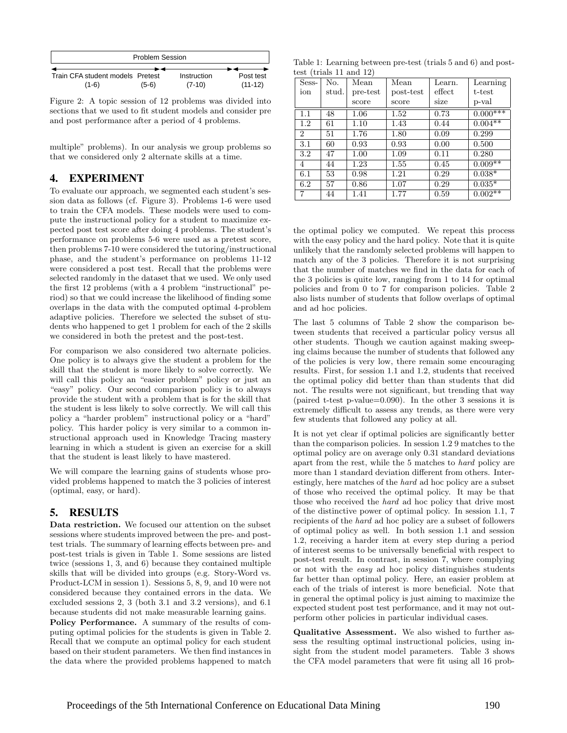| Problem Session | | | |
|---|---|---|---|
| Train CFA student models (1-6) | Pretest (5-6) | Instruction (7-10) | Post test (11-12) |

Figure 2: A topic session of 12 problems was divided into sections that we used to fit student models and consider pre and post performance after a period of 4 problems.

multiple" problems). In our analysis we group problems so that we considered only 2 alternate skills at a time.

## 4. EXPERIMENT

To evaluate our approach, we segmented each student's session data as follows (cf. Figure 3). Problems 1-6 were used to train the CFA models. These models were used to compute the instructional policy for a student to maximize expected post test score after doing 4 problems. The student's performance on problems 5-6 were used as a pretest score, then problems 7-10 were considered the tutoring/instructional phase, and the student's performance on problems 11-12 were considered a post test. Recall that the problems were selected randomly in the dataset that we used. We only used the first 12 problems (with a 4 problem "instructional" period) so that we could increase the likelihood of finding some overlaps in the data with the computed optimal 4-problem adaptive policies. Therefore we selected the subset of students who happened to get 1 problem for each of the 2 skills we considered in both the pretest and the post-test.

For comparison we also considered two alternate policies. One policy is to always give the student a problem for the skill that the student is more likely to solve correctly. We will call this policy an "easier problem" policy or just an "easy" policy. Our second comparison policy is to always provide the student with a problem that is for the skill that the student is less likely to solve correctly. We will call this policy a "harder problem" instructional policy or a "hard" policy. This harder policy is very similar to a common instructional approach used in Knowledge Tracing mastery learning in which a student is given an exercise for a skill that the student is least likely to have mastered.

We will compare the learning gains of students whose provided problems happened to match the 3 policies of interest (optimal, easy, or hard).

## 5. RESULTS

**Data restriction.** We focused our attention on the subset sessions where students improved between the pre- and post-test trials. The summary of learning effects between pre- and post-test trials is given in Table 1. Some sessions are listed twice (sessions 1, 3, and 6) because they contained multiple skills that will be divided into groups (e.g. Story-Word vs. Product-LCM in session 1). Sessions 5, 8, 9, and 10 were not considered because they contained errors in the data. We excluded sessions 2, 3 (both 3.1 and 3.2 versions), and 6.1 because students did not make measurable learning gains.

**Policy Performance.** A summary of the results of computing optimal policies for the students is given in Table 2. Recall that we compute an optimal policy for each student based on their student parameters. We then find instances in the data where the provided problems happened to match the optimal policy we computed. We repeat this process with the easy policy and the hard policy. Note that it is quite unlikely that the randomly selected problems will happen to match any of the 3 policies. Therefore it is not surprising that the number of matches we find in the data for each of the 3 policies is quite low, ranging from 1 to 14 for optimal policies and from 0 to 7 for comparison policies. Table 2 also lists number of students that follow overlaps of optimal and ad hoc policies.

Table 1: Learning between pre-test (trials 5 and 6) and post-test (trials 11 and 12)

| Session | No. stud. | Mean pre-test score | Mean post-test score | Learn. effect size | Learning t-test p-val |
|---|---|---|---|---|---|
| 1.1 | 48 | 1.06 | 1.52 | 0.73 | 0.000*** |
| 1.2 | 61 | 1.10 | 1.43 | 0.44 | 0.004** |
| 2 | 51 | 1.76 | 1.80 | 0.09 | 0.299 |
| 3.1 | 60 | 0.93 | 0.93 | 0.00 | 0.500 |
| 3.2 | 47 | 1.00 | 1.09 | 0.11 | 0.280 |
| 4 | 44 | 1.23 | 1.55 | 0.45 | 0.009** |
| 6.1 | 53 | 0.98 | 1.21 | 0.29 | 0.038* |
| 6.2 | 57 | 0.86 | 1.07 | 0.29 | 0.035* |
| 7 | 44 | 1.41 | 1.77 | 0.59 | 0.002** |

The last 5 columns of Table 2 show the comparison between students that received a particular policy versus all other students. Though we caution against making sweeping claims because the number of students that followed any of the policies is very low, there remain some encouraging results. First, for session 1.1 and 1.2, students that received the optimal policy did better than than students that did not. The results were not significant, but trending that way (paired t-test p-value=0.090). In the other 3 sessions it is extremely difficult to assess any trends, as there were very few students that followed any policy at all.

It is not yet clear if optimal policies are significantly better than the comparison policies. In session 1.2 9 matches to the optimal policy are on average only 0.31 standard deviations apart from the rest, while the 5 matches to *hard* policy are more than 1 standard deviation different from others. Interestingly, here matches of the *hard* ad hoc policy are a subset of those who received the optimal policy. It may be that those who received the *hard* ad hoc policy that drive most of the distinctive power of optimal policy. In session 1.1, 7 recipients of the *hard* ad hoc policy are a subset of followers of optimal policy as well. In both session 1.1 and session 1.2, receiving a harder item at every step during a period of interest seems to be universally beneficial with respect to post-test result. In contrast, in session 7, where complying or not with the *easy* ad hoc policy distinguishes students far better than optimal policy. Here, an easier problem at each of the trials of interest is more beneficial. Note that in general the optimal policy is just aiming to maximize the expected student post test performance, and it may not outperform other policies in particular individual cases.

**Qualitative Assessment.** We also wished to further assess the resulting optimal instructional policies, using insight from the student model parameters. Table 3 shows the CFA model parameters that were fit using all 16 prob-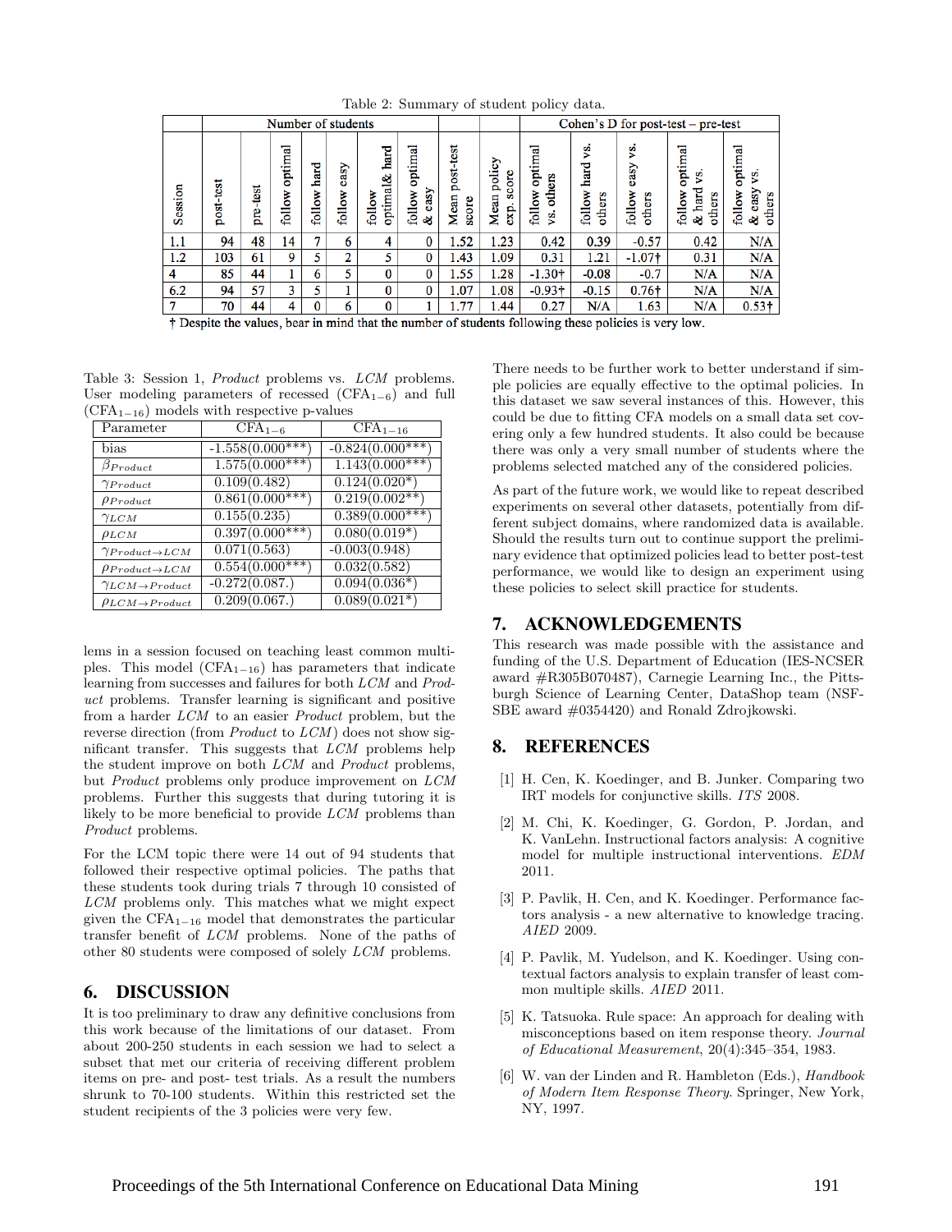Table 2: Summary of student policy data.

| | Number of students | | | | | | | | | Cohen's D for post-test – pre-test | | | | |
|---|---|---|---|---|---|---|---|---|---|---|---|---|---|---|
| Session | post-test | pre-test | follow optimal | follow hard | follow easy | follow optimal& hard | follow optimal & easy | Mean post-test score | Mean policy exp. score | follow optimal vs. others | follow hard vs. others | follow easy vs. others | follow optimal & hard vs. others | follow optimal & easy vs. others |
| 1.1 | 94 | 48 | 14 | 7 | 6 | 4 | 0 | 1.52 | 1.23 | 0.42 | 0.39 | -0.57 | 0.42 | N/A |
| 1.2 | 103 | 61 | 9 | 5 | 2 | 5 | 0 | 1.43 | 1.09 | 0.31 | 1.21 | -1.07† | 0.31 | N/A |
| 4 | 85 | 44 | 1 | 6 | 5 | 0 | 0 | 1.55 | 1.28 | -1.30† | -0.08 | -0.7 | N/A | N/A |
| 6.2 | 94 | 57 | 3 | 5 | 1 | 0 | 0 | 1.07 | 1.08 | -0.93† | -0.15 | 0.76† | N/A | N/A |
| 7 | 70 | 44 | 4 | 0 | 6 | 0 | 1 | 1.77 | 1.44 | 0.27 | N/A | 1.63 | N/A | 0.53† |

† Despite the values, bear in mind that the number of students following these policies is very low.

Table 3: Session 1, *Product* problems vs. *LCM* problems. User modeling parameters of recessed ($CFA_{1-6}$) and full ($CFA_{1-16}$) models with respective p-values

| Parameter | $CFA_{1-6}$ | $CFA_{1-16}$ |
|---|---|---|
| bias | -1.558(0.000***) | -0.824(0.000***) |
| $\beta_{Product}$ | 1.575(0.000***) | 1.143(0.000***) |
| $\gamma_{Product}$ | 0.109(0.482) | 0.124(0.020*) |
| $\rho_{Product}$ | 0.861(0.000***) | 0.219(0.002**) |
| $\gamma_{LCM}$ | 0.155(0.235) | 0.389(0.000***) |
| $\rho_{LCM}$ | 0.397(0.000***) | 0.080(0.019*) |
| $\gamma_{Product \rightarrow LCM}$ | 0.071(0.563) | -0.003(0.948) |
| $\rho_{Product \rightarrow LCM}$ | 0.554(0.000***) | 0.032(0.582) |
| $\gamma_{LCM \rightarrow Product}$ | -0.272(0.087.) | 0.094(0.036*) |
| $\rho_{LCM \rightarrow Product}$ | 0.209(0.067.) | 0.089(0.021*) |

lems in a session focused on teaching least common multiples. This model ($CFA_{1-16}$) has parameters that indicate learning from successes and failures for both *LCM* and *Product* problems. Transfer learning is significant and positive from a harder *LCM* to an easier *Product* problem, but the reverse direction (from *Product* to *LCM*) does not show significant transfer. This suggests that *LCM* problems help the student improve on both *LCM* and *Product* problems, but *Product* problems only produce improvement on *LCM* problems. Further this suggests that during tutoring it is likely to be more beneficial to provide *LCM* problems than *Product* problems.

For the LCM topic there were 14 out of 94 students that followed their respective optimal policies. The paths that these students took during trials 7 through 10 consisted of *LCM* problems only. This matches what we might expect given the $CFA_{1-16}$ model that demonstrates the particular transfer benefit of *LCM* problems. None of the paths of other 80 students were composed of solely *LCM* problems.

## 6. DISCUSSION

It is too preliminary to draw any definitive conclusions from this work because of the limitations of our dataset. From about 200-250 students in each session we had to select a subset that met our criteria of receiving different problem items on pre- and post- test trials. As a result the numbers shrunk to 70-100 students. Within this restricted set the student recipients of the 3 policies were very few.

There needs to be further work to better understand if simple policies are equally effective to the optimal policies. In this dataset we saw several instances of this. However, this could be due to fitting CFA models on a small data set covering only a few hundred students. It also could be because there was only a very small number of students where the problems selected matched any of the considered policies.

As part of the future work, we would like to repeat described experiments on several other datasets, potentially from different subject domains, where randomized data is available. Should the results turn out to continue support the preliminary evidence that optimized policies lead to better post-test performance, we would like to design an experiment using these policies to select skill practice for students.

## 7. ACKNOWLEDGEMENTS

This research was made possible with the assistance and funding of the U.S. Department of Education (IES-NCSER award #R305B070487), Carnegie Learning Inc., the Pittsburgh Science of Learning Center, DataShop team (NSF-SBE award #0354420) and Ronald Zdrojkowski.

## 8. REFERENCES

[1] H. Cen, K. Koedinger, and B. Junker. Comparing two IRT models for conjunctive skills. *ITS* 2008.

[2] M. Chi, K. Koedinger, G. Gordon, P. Jordan, and K. VanLehn. Instructional factors analysis: A cognitive model for multiple instructional interventions. *EDM* 2011.

[3] P. Pavlik, H. Cen, and K. Koedinger. Performance factors analysis - a new alternative to knowledge tracing. *AIED* 2009.

[4] P. Pavlik, M. Yudelson, and K. Koedinger. Using contextual factors analysis to explain transfer of least common multiple skills. *AIED* 2011.

[5] K. Tatsuoka. Rule space: An approach for dealing with misconceptions based on item response theory. *Journal of Educational Measurement*, 20(4):345–354, 1983.

[6] W. van der Linden and R. Hambleton (Eds.), *Handbook of Modern Item Response Theory.* Springer, New York, NY, 1997.